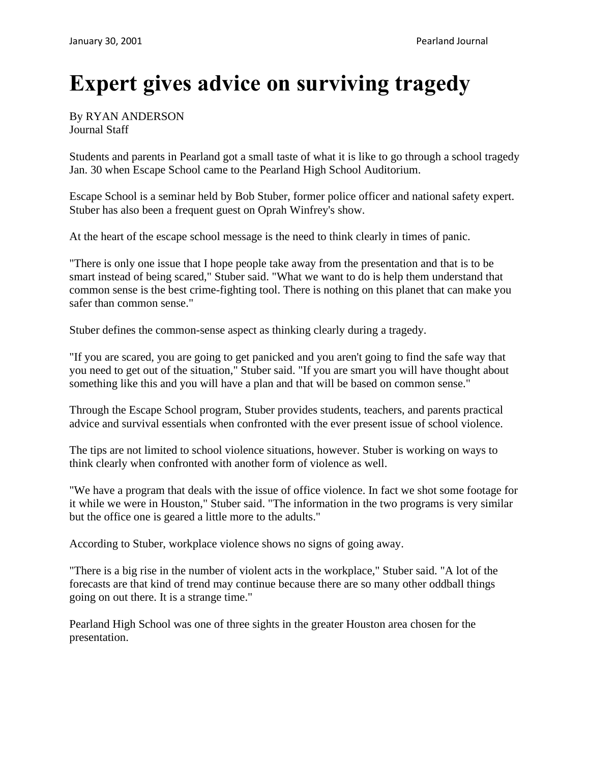# Expert gives advice on surviving tragedy

By RYAN ANDERSON
Journal Staff

Students and parents in Pearland got a small taste of what it is like to go through a school tragedy Jan. 30 when Escape School came to the Pearland High School Auditorium.

Escape School is a seminar held by Bob Stuber, former police officer and national safety expert. Stuber has also been a frequent guest on Oprah Winfrey's show.

At the heart of the escape school message is the need to think clearly in times of panic.

"There is only one issue that I hope people take away from the presentation and that is to be smart instead of being scared," Stuber said. "What we want to do is help them understand that common sense is the best crime-fighting tool. There is nothing on this planet that can make you safer than common sense."

Stuber defines the common-sense aspect as thinking clearly during a tragedy.

"If you are scared, you are going to get panicked and you aren't going to find the safe way that you need to get out of the situation," Stuber said. "If you are smart you will have thought about something like this and you will have a plan and that will be based on common sense."

Through the Escape School program, Stuber provides students, teachers, and parents practical advice and survival essentials when confronted with the ever present issue of school violence.

The tips are not limited to school violence situations, however. Stuber is working on ways to think clearly when confronted with another form of violence as well.

"We have a program that deals with the issue of office violence. In fact we shot some footage for it while we were in Houston," Stuber said. "The information in the two programs is very similar but the office one is geared a little more to the adults."

According to Stuber, workplace violence shows no signs of going away.

"There is a big rise in the number of violent acts in the workplace," Stuber said. "A lot of the forecasts are that kind of trend may continue because there are so many other oddball things going on out there. It is a strange time."

Pearland High School was one of three sights in the greater Houston area chosen for the presentation.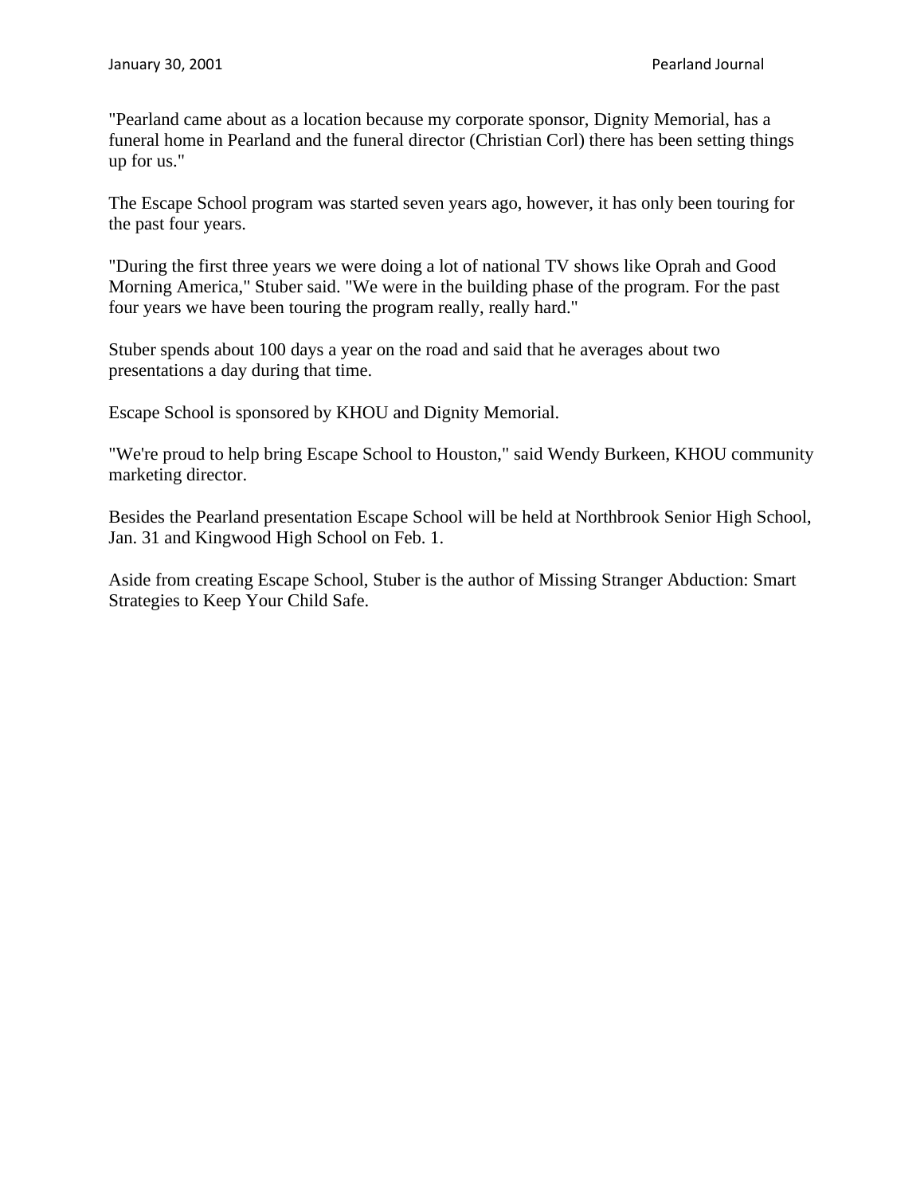"Pearland came about as a location because my corporate sponsor, Dignity Memorial, has a funeral home in Pearland and the funeral director (Christian Corl) there has been setting things up for us."

The Escape School program was started seven years ago, however, it has only been touring for the past four years.

"During the first three years we were doing a lot of national TV shows like Oprah and Good Morning America," Stuber said. "We were in the building phase of the program. For the past four years we have been touring the program really, really hard."

Stuber spends about 100 days a year on the road and said that he averages about two presentations a day during that time.

Escape School is sponsored by KHOU and Dignity Memorial.

"We're proud to help bring Escape School to Houston," said Wendy Burkeen, KHOU community marketing director.

Besides the Pearland presentation Escape School will be held at Northbrook Senior High School, Jan. 31 and Kingwood High School on Feb. 1.

Aside from creating Escape School, Stuber is the author of Missing Stranger Abduction: Smart Strategies to Keep Your Child Safe.